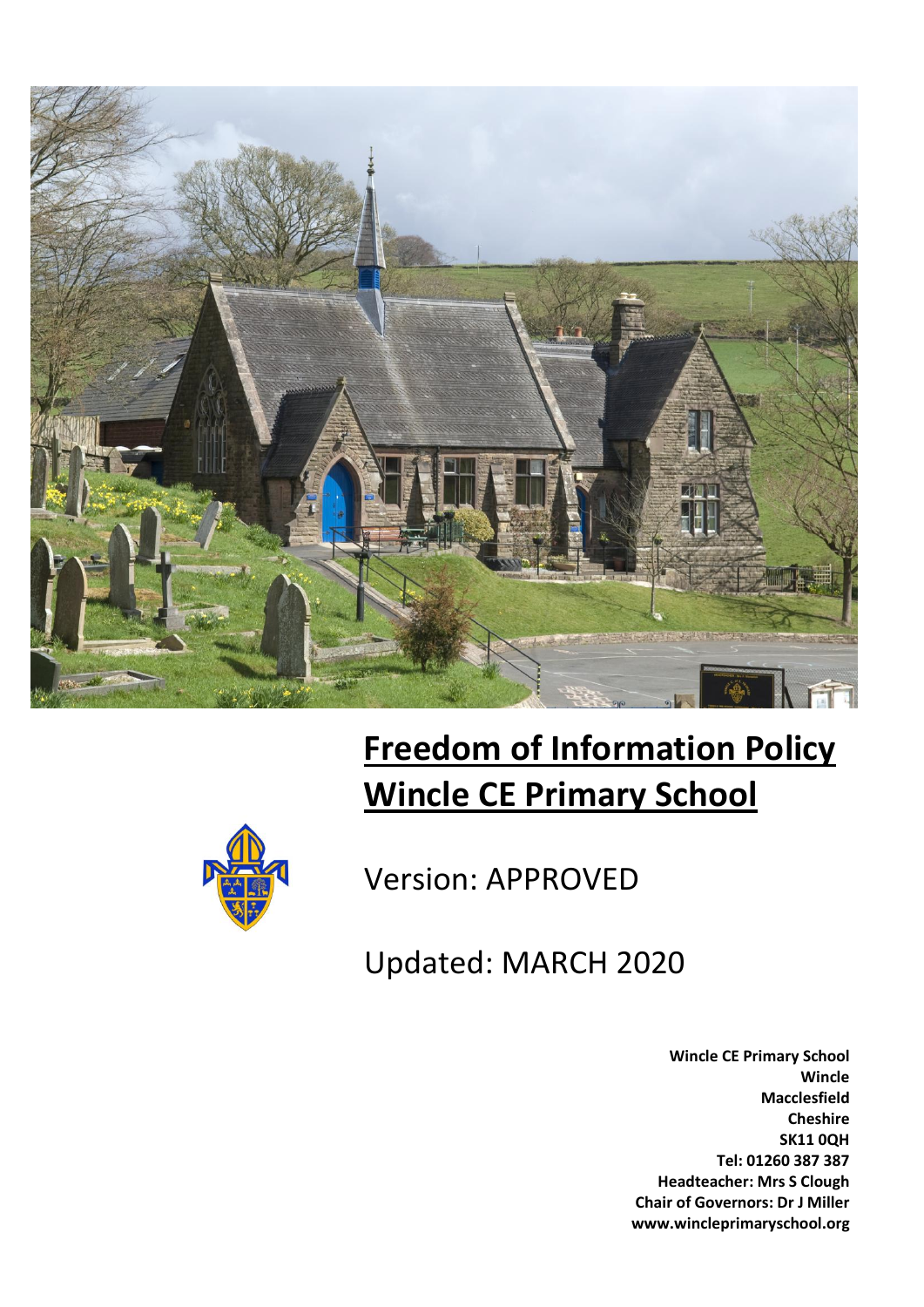# **Freedom of Information Policy**
# **Wincle CE Primary School**

Version: APPROVED

Updated: MARCH 2020

**Wincle CE Primary School**
**Wincle**
**Macclesfield**
**Cheshire**
**SK11 0QH**
**Tel: 01260 387 387**
**Headteacher: Mrs S Clough**
**Chair of Governors: Dr J Miller**
**www.wincleprimaryschool.org**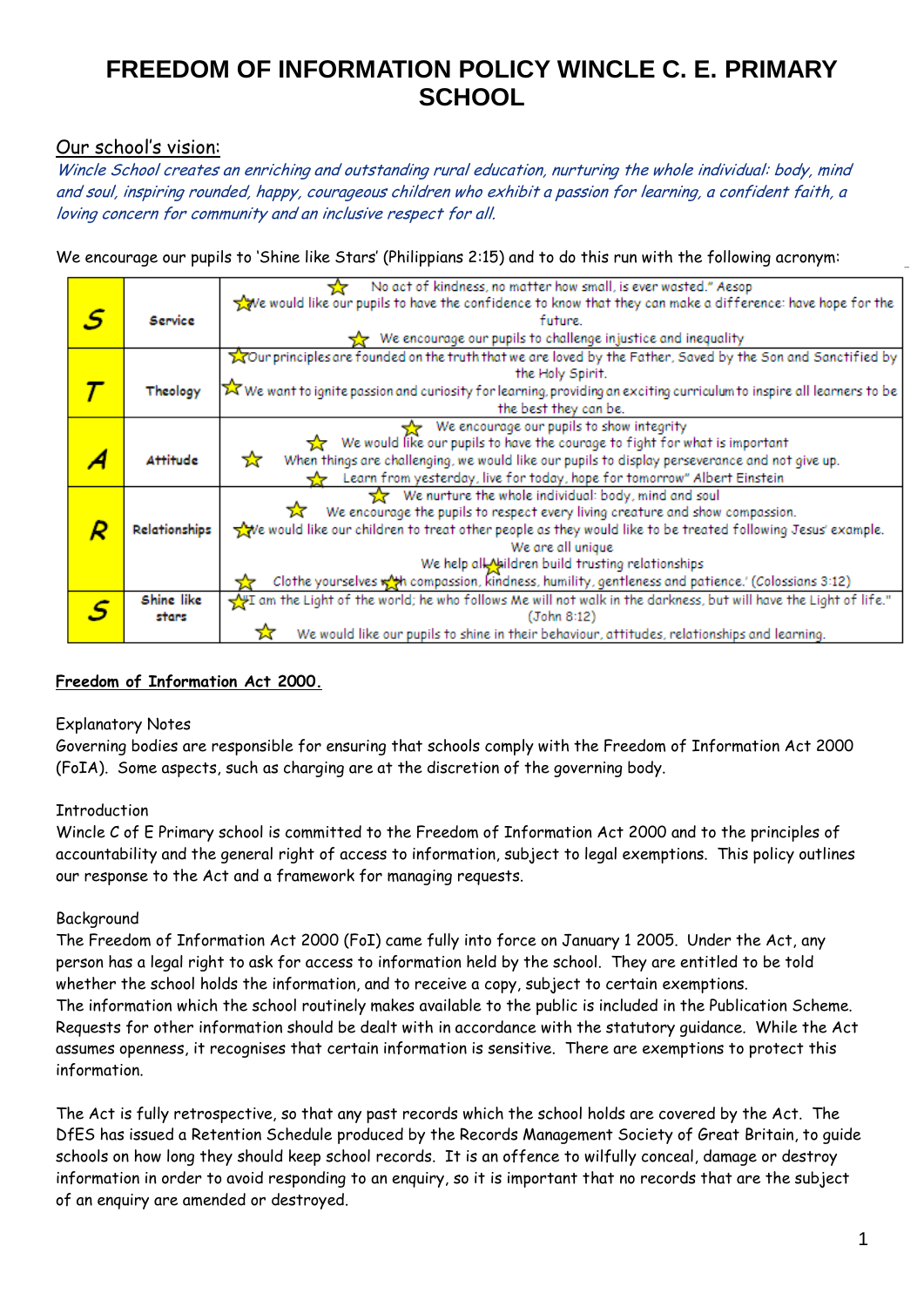# FREEDOM OF INFORMATION POLICY WINCLE C. E. PRIMARY SCHOOL

Our school's vision:

*Wincle School creates an enriching and outstanding rural education, nurturing the whole individual: body, mind and soul, inspiring rounded, happy, courageous children who exhibit a passion for learning, a confident faith, a loving concern for community and an inclusive respect for all.*

We encourage our pupils to 'Shine like Stars' (Philippians 2:15) and to do this run with the following acronym:

| | | |
|---|---|---|
| **S** | Service | ☆ No act of kindness, no matter how small, is ever wasted." Aesop<br>☆We would like our pupils to have the confidence to know that they can make a difference: have hope for the future.<br>☆ We encourage our pupils to challenge injustice and inequality |
| **T** | Theology | ☆Our principles are founded on the truth that we are loved by the Father, Saved by the Son and Sanctified by the Holy Spirit.<br>☆ We want to ignite passion and curiosity for learning, providing an exciting curriculum to inspire all learners to be the best they can be. |
| **A** | Attitude | ☆ We encourage our pupils to show integrity<br>☆ We would like our pupils to have the courage to fight for what is important<br>☆ When things are challenging, we would like our pupils to display perseverance and not give up.<br>☆ Learn from yesterday, live for today, hope for tomorrow" Albert Einstein |
| **R** | Relationships | ☆ We nurture the whole individual: body, mind and soul<br>☆ We encourage the pupils to respect every living creature and show compassion.<br>☆We would like our children to treat other people as they would like to be treated following Jesus' example. We are all unique<br>We help all children build trusting relationships<br>☆ Clothe yourselves with compassion, kindness, humility, gentleness and patience.' (Colossians 3:12) |
| **S** | Shine like stars | ☆"I am the Light of the world; he who follows Me will not walk in the darkness, but will have the Light of life." (John 8:12)<br>☆ We would like our pupils to shine in their behaviour, attitudes, relationships and learning. |

**Freedom of Information Act 2000.**

Explanatory Notes

Governing bodies are responsible for ensuring that schools comply with the Freedom of Information Act 2000 (FoIA). Some aspects, such as charging are at the discretion of the governing body.

Introduction

Wincle C of E Primary school is committed to the Freedom of Information Act 2000 and to the principles of accountability and the general right of access to information, subject to legal exemptions. This policy outlines our response to the Act and a framework for managing requests.

Background

The Freedom of Information Act 2000 (FoI) came fully into force on January 1 2005. Under the Act, any person has a legal right to ask for access to information held by the school. They are entitled to be told whether the school holds the information, and to receive a copy, subject to certain exemptions.
The information which the school routinely makes available to the public is included in the Publication Scheme. Requests for other information should be dealt with in accordance with the statutory guidance. While the Act assumes openness, it recognises that certain information is sensitive. There are exemptions to protect this information.

The Act is fully retrospective, so that any past records which the school holds are covered by the Act. The DfES has issued a Retention Schedule produced by the Records Management Society of Great Britain, to guide schools on how long they should keep school records. It is an offence to wilfully conceal, damage or destroy information in order to avoid responding to an enquiry, so it is important that no records that are the subject of an enquiry are amended or destroyed.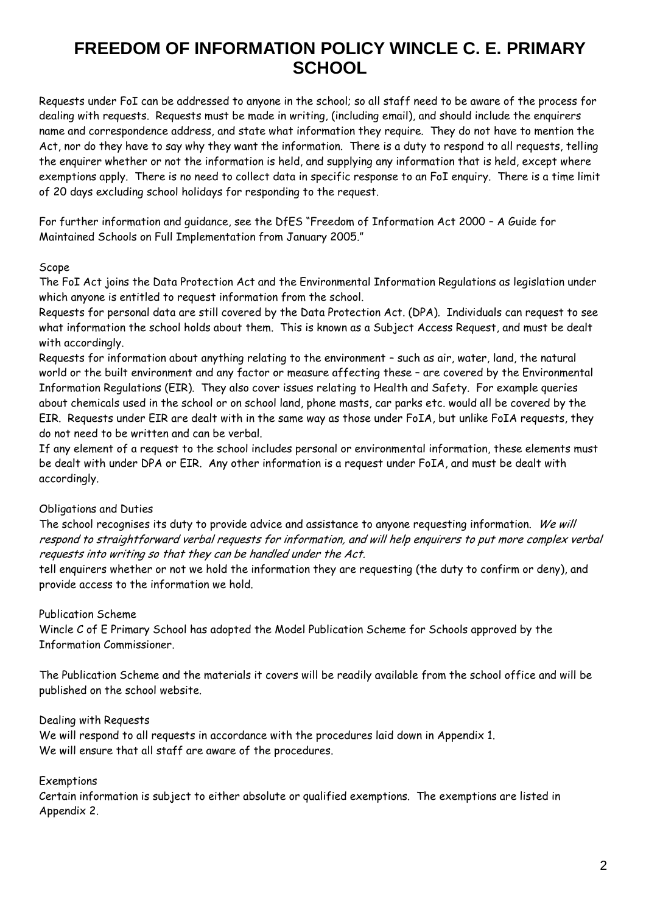# FREEDOM OF INFORMATION POLICY WINCLE C. E. PRIMARY SCHOOL

Requests under FoI can be addressed to anyone in the school; so all staff need to be aware of the process for dealing with requests. Requests must be made in writing, (including email), and should include the enquirers name and correspondence address, and state what information they require. They do not have to mention the Act, nor do they have to say why they want the information. There is a duty to respond to all requests, telling the enquirer whether or not the information is held, and supplying any information that is held, except where exemptions apply. There is no need to collect data in specific response to an FoI enquiry. There is a time limit of 20 days excluding school holidays for responding to the request.

For further information and guidance, see the DfES "Freedom of Information Act 2000 – A Guide for Maintained Schools on Full Implementation from January 2005."

Scope

The FoI Act joins the Data Protection Act and the Environmental Information Regulations as legislation under which anyone is entitled to request information from the school.

Requests for personal data are still covered by the Data Protection Act. (DPA). Individuals can request to see what information the school holds about them. This is known as a Subject Access Request, and must be dealt with accordingly.

Requests for information about anything relating to the environment – such as air, water, land, the natural world or the built environment and any factor or measure affecting these – are covered by the Environmental Information Regulations (EIR). They also cover issues relating to Health and Safety. For example queries about chemicals used in the school or on school land, phone masts, car parks etc. would all be covered by the EIR. Requests under EIR are dealt with in the same way as those under FoIA, but unlike FoIA requests, they do not need to be written and can be verbal.

If any element of a request to the school includes personal or environmental information, these elements must be dealt with under DPA or EIR. Any other information is a request under FoIA, and must be dealt with accordingly.

Obligations and Duties

The school recognises its duty to provide advice and assistance to anyone requesting information. *We will respond to straightforward verbal requests for information, and will help enquirers to put more complex verbal requests into writing so that they can be handled under the Act.*

tell enquirers whether or not we hold the information they are requesting (the duty to confirm or deny), and provide access to the information we hold.

Publication Scheme

Wincle C of E Primary School has adopted the Model Publication Scheme for Schools approved by the Information Commissioner.

The Publication Scheme and the materials it covers will be readily available from the school office and will be published on the school website.

Dealing with Requests

We will respond to all requests in accordance with the procedures laid down in Appendix 1.

We will ensure that all staff are aware of the procedures.

Exemptions

Certain information is subject to either absolute or qualified exemptions. The exemptions are listed in Appendix 2.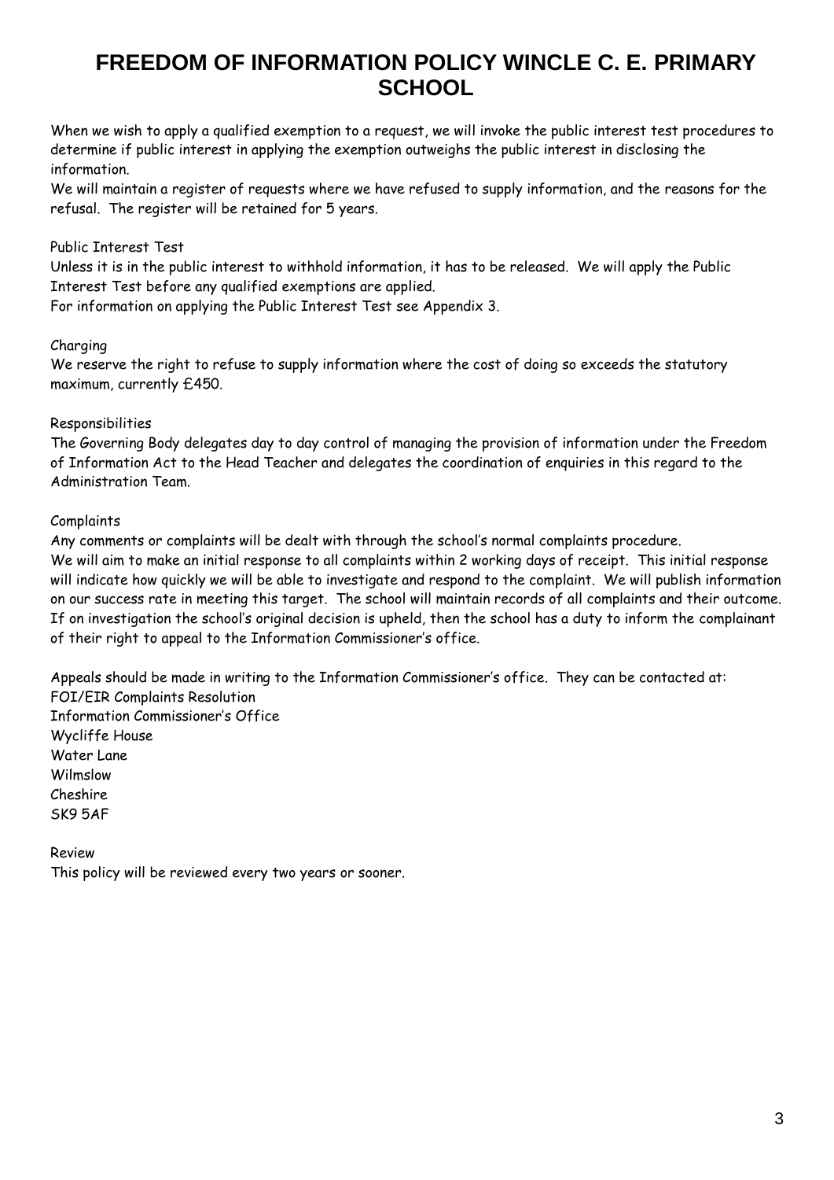# FREEDOM OF INFORMATION POLICY WINCLE C. E. PRIMARY SCHOOL

When we wish to apply a qualified exemption to a request, we will invoke the public interest test procedures to determine if public interest in applying the exemption outweighs the public interest in disclosing the information.
We will maintain a register of requests where we have refused to supply information, and the reasons for the refusal. The register will be retained for 5 years.

Public Interest Test
Unless it is in the public interest to withhold information, it has to be released. We will apply the Public Interest Test before any qualified exemptions are applied.
For information on applying the Public Interest Test see Appendix 3.

Charging
We reserve the right to refuse to supply information where the cost of doing so exceeds the statutory maximum, currently £450.

Responsibilities
The Governing Body delegates day to day control of managing the provision of information under the Freedom of Information Act to the Head Teacher and delegates the coordination of enquiries in this regard to the Administration Team.

Complaints
Any comments or complaints will be dealt with through the school's normal complaints procedure.
We will aim to make an initial response to all complaints within 2 working days of receipt. This initial response will indicate how quickly we will be able to investigate and respond to the complaint. We will publish information on our success rate in meeting this target. The school will maintain records of all complaints and their outcome.
If on investigation the school's original decision is upheld, then the school has a duty to inform the complainant of their right to appeal to the Information Commissioner's office.

Appeals should be made in writing to the Information Commissioner's office. They can be contacted at:
FOI/EIR Complaints Resolution
Information Commissioner's Office
Wycliffe House
Water Lane
Wilmslow
Cheshire
SK9 5AF

Review
This policy will be reviewed every two years or sooner.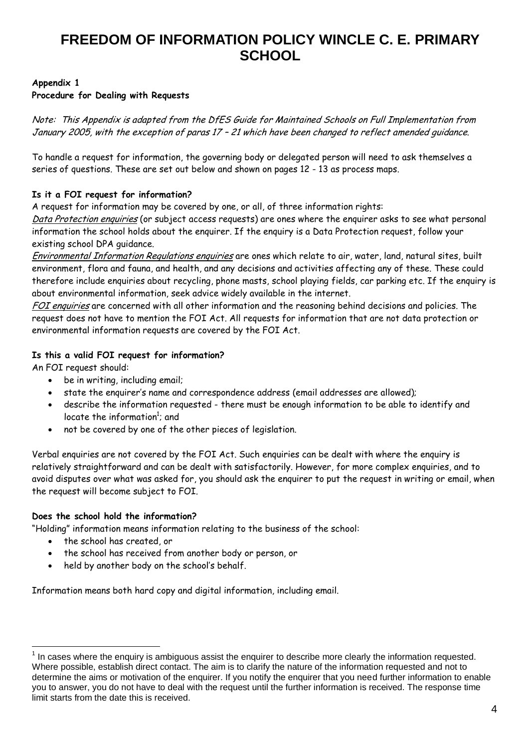# FREEDOM OF INFORMATION POLICY WINCLE C. E. PRIMARY SCHOOL

**Appendix 1**
**Procedure for Dealing with Requests**

*Note: This Appendix is adapted from the DfES Guide for Maintained Schools on Full Implementation from January 2005, with the exception of paras 17 – 21 which have been changed to reflect amended guidance.*

To handle a request for information, the governing body or delegated person will need to ask themselves a series of questions. These are set out below and shown on pages 12 - 13 as process maps.

**Is it a FOI request for information?**

A request for information may be covered by one, or all, of three information rights:

*Data Protection enquiries* (or subject access requests) are ones where the enquirer asks to see what personal information the school holds about the enquirer. If the enquiry is a Data Protection request, follow your existing school DPA guidance.

*Environmental Information Regulations enquiries* are ones which relate to air, water, land, natural sites, built environment, flora and fauna, and health, and any decisions and activities affecting any of these. These could therefore include enquiries about recycling, phone masts, school playing fields, car parking etc. If the enquiry is about environmental information, seek advice widely available in the internet.

*FOI enquiries* are concerned with all other information and the reasoning behind decisions and policies. The request does not have to mention the FOI Act. All requests for information that are not data protection or environmental information requests are covered by the FOI Act.

**Is this a valid FOI request for information?**

An FOI request should:

- be in writing, including email;
- state the enquirer's name and correspondence address (email addresses are allowed);
- describe the information requested - there must be enough information to be able to identify and locate the information[1]; and
- not be covered by one of the other pieces of legislation.

Verbal enquiries are not covered by the FOI Act. Such enquiries can be dealt with where the enquiry is relatively straightforward and can be dealt with satisfactorily. However, for more complex enquiries, and to avoid disputes over what was asked for, you should ask the enquirer to put the request in writing or email, when the request will become subject to FOI.

**Does the school hold the information?**

"Holding" information means information relating to the business of the school:

- the school has created, or
- the school has received from another body or person, or
- held by another body on the school's behalf.

Information means both hard copy and digital information, including email.

---

[1] In cases where the enquiry is ambiguous assist the enquirer to describe more clearly the information requested. Where possible, establish direct contact. The aim is to clarify the nature of the information requested and not to determine the aims or motivation of the enquirer. If you notify the enquirer that you need further information to enable you to answer, you do not have to deal with the request until the further information is received. The response time limit starts from the date this is received.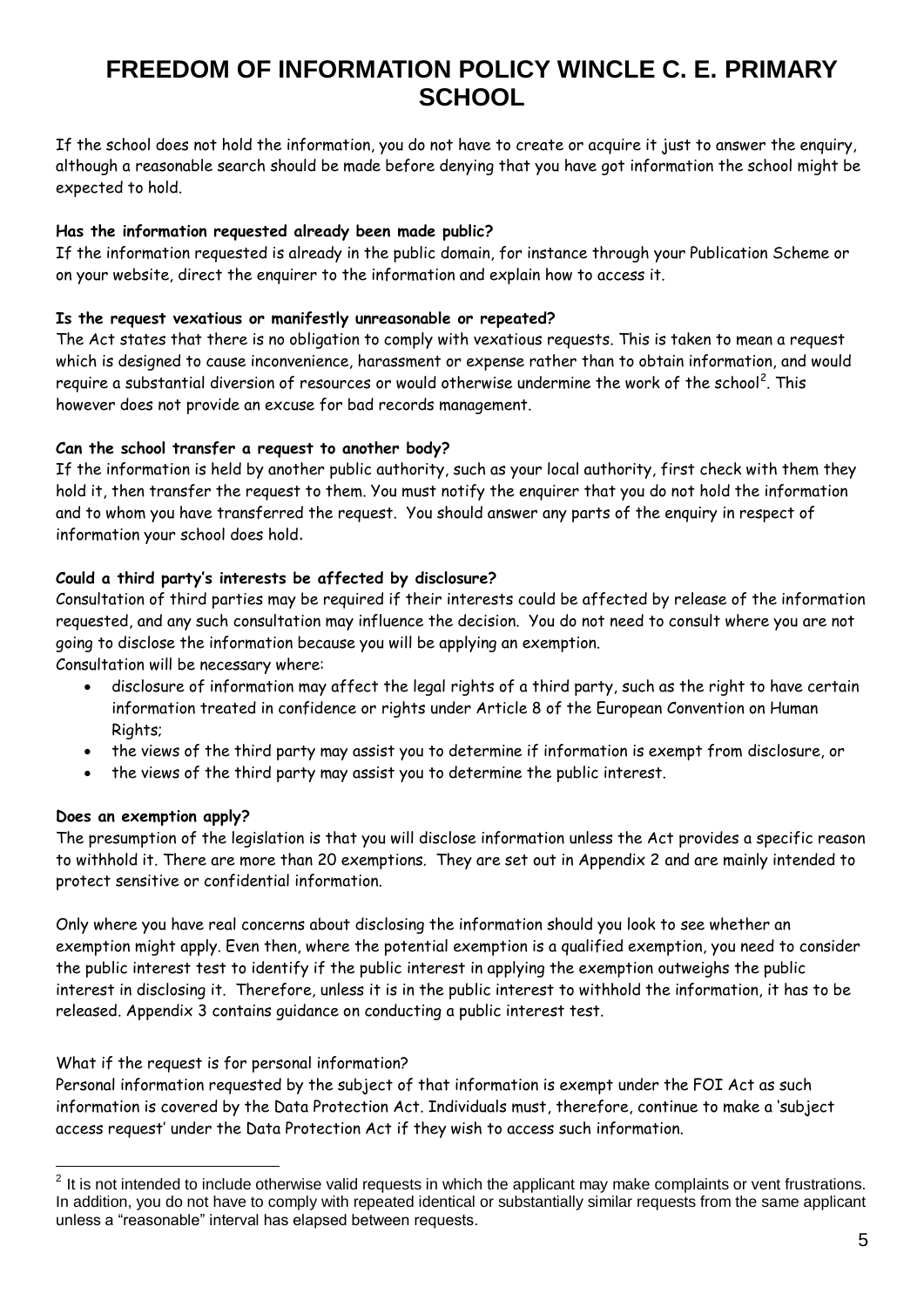# FREEDOM OF INFORMATION POLICY WINCLE C. E. PRIMARY SCHOOL

If the school does not hold the information, you do not have to create or acquire it just to answer the enquiry, although a reasonable search should be made before denying that you have got information the school might be expected to hold.

**Has the information requested already been made public?**

If the information requested is already in the public domain, for instance through your Publication Scheme or on your website, direct the enquirer to the information and explain how to access it.

**Is the request vexatious or manifestly unreasonable or repeated?**

The Act states that there is no obligation to comply with vexatious requests. This is taken to mean a request which is designed to cause inconvenience, harassment or expense rather than to obtain information, and would require a substantial diversion of resources or would otherwise undermine the work of the school[2]. This however does not provide an excuse for bad records management.

**Can the school transfer a request to another body?**

If the information is held by another public authority, such as your local authority, first check with them they hold it, then transfer the request to them. You must notify the enquirer that you do not hold the information and to whom you have transferred the request. You should answer any parts of the enquiry in respect of information your school does hold.

**Could a third party's interests be affected by disclosure?**

Consultation of third parties may be required if their interests could be affected by release of the information requested, and any such consultation may influence the decision. You do not need to consult where you are not going to disclose the information because you will be applying an exemption.

Consultation will be necessary where:

- disclosure of information may affect the legal rights of a third party, such as the right to have certain information treated in confidence or rights under Article 8 of the European Convention on Human Rights;
- the views of the third party may assist you to determine if information is exempt from disclosure, or
- the views of the third party may assist you to determine the public interest.

**Does an exemption apply?**

The presumption of the legislation is that you will disclose information unless the Act provides a specific reason to withhold it. There are more than 20 exemptions. They are set out in Appendix 2 and are mainly intended to protect sensitive or confidential information.

Only where you have real concerns about disclosing the information should you look to see whether an exemption might apply. Even then, where the potential exemption is a qualified exemption, you need to consider the public interest test to identify if the public interest in applying the exemption outweighs the public interest in disclosing it. Therefore, unless it is in the public interest to withhold the information, it has to be released. Appendix 3 contains guidance on conducting a public interest test.

What if the request is for personal information?

Personal information requested by the subject of that information is exempt under the FOI Act as such information is covered by the Data Protection Act. Individuals must, therefore, continue to make a 'subject access request' under the Data Protection Act if they wish to access such information.

---

[2] It is not intended to include otherwise valid requests in which the applicant may make complaints or vent frustrations. In addition, you do not have to comply with repeated identical or substantially similar requests from the same applicant unless a "reasonable" interval has elapsed between requests.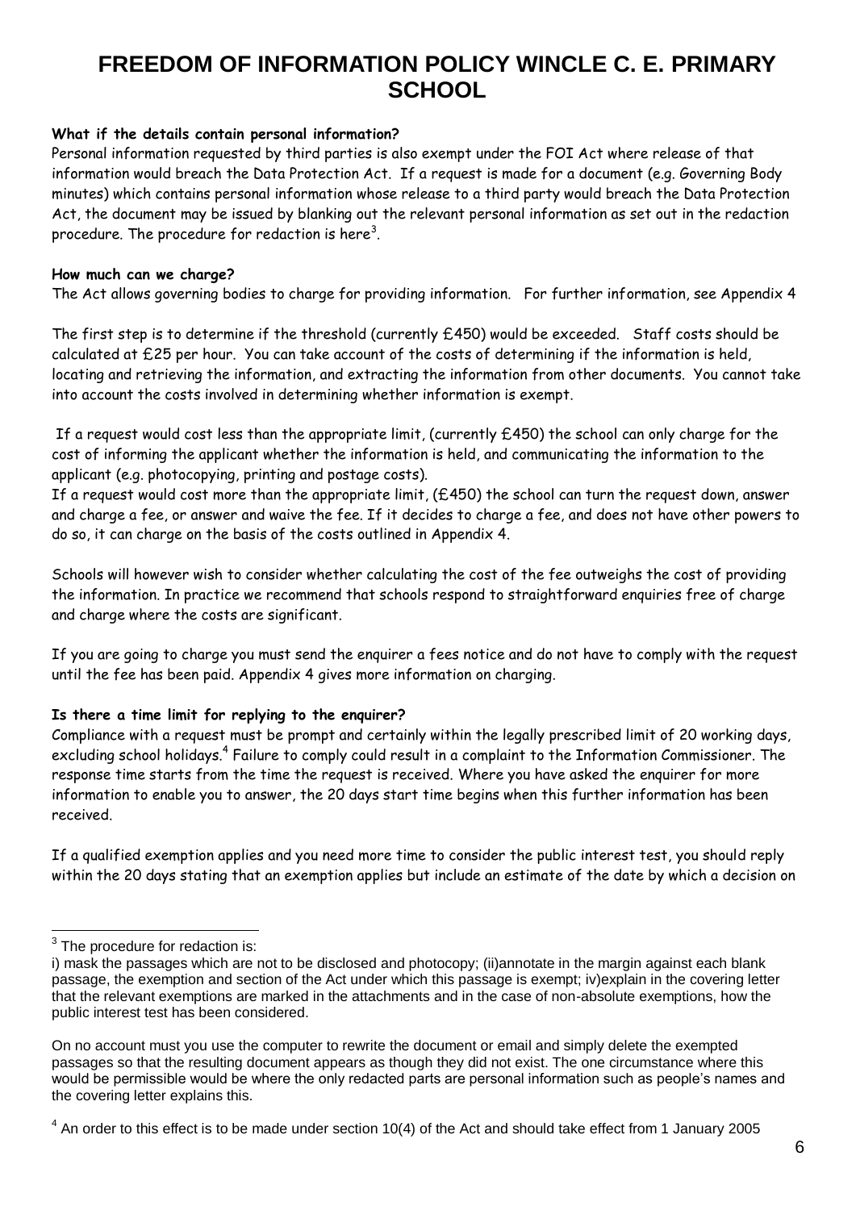# FREEDOM OF INFORMATION POLICY WINCLE C. E. PRIMARY SCHOOL

**What if the details contain personal information?**

Personal information requested by third parties is also exempt under the FOI Act where release of that information would breach the Data Protection Act. If a request is made for a document (e.g. Governing Body minutes) which contains personal information whose release to a third party would breach the Data Protection Act, the document may be issued by blanking out the relevant personal information as set out in the redaction procedure. The procedure for redaction is here[3].

**How much can we charge?**

The Act allows governing bodies to charge for providing information. For further information, see Appendix 4

The first step is to determine if the threshold (currently £450) would be exceeded. Staff costs should be calculated at £25 per hour. You can take account of the costs of determining if the information is held, locating and retrieving the information, and extracting the information from other documents. You cannot take into account the costs involved in determining whether information is exempt.

If a request would cost less than the appropriate limit, (currently £450) the school can only charge for the cost of informing the applicant whether the information is held, and communicating the information to the applicant (e.g. photocopying, printing and postage costs).

If a request would cost more than the appropriate limit, (£450) the school can turn the request down, answer and charge a fee, or answer and waive the fee. If it decides to charge a fee, and does not have other powers to do so, it can charge on the basis of the costs outlined in Appendix 4.

Schools will however wish to consider whether calculating the cost of the fee outweighs the cost of providing the information. In practice we recommend that schools respond to straightforward enquiries free of charge and charge where the costs are significant.

If you are going to charge you must send the enquirer a fees notice and do not have to comply with the request until the fee has been paid. Appendix 4 gives more information on charging.

**Is there a time limit for replying to the enquirer?**

Compliance with a request must be prompt and certainly within the legally prescribed limit of 20 working days, excluding school holidays.[4] Failure to comply could result in a complaint to the Information Commissioner. The response time starts from the time the request is received. Where you have asked the enquirer for more information to enable you to answer, the 20 days start time begins when this further information has been received.

If a qualified exemption applies and you need more time to consider the public interest test, you should reply within the 20 days stating that an exemption applies but include an estimate of the date by which a decision on

---

[3] The procedure for redaction is:

i) mask the passages which are not to be disclosed and photocopy; (ii)annotate in the margin against each blank passage, the exemption and section of the Act under which this passage is exempt; iv)explain in the covering letter that the relevant exemptions are marked in the attachments and in the case of non-absolute exemptions, how the public interest test has been considered.

On no account must you use the computer to rewrite the document or email and simply delete the exempted passages so that the resulting document appears as though they did not exist. The one circumstance where this would be permissible would be where the only redacted parts are personal information such as people's names and the covering letter explains this.

[4] An order to this effect is to be made under section 10(4) of the Act and should take effect from 1 January 2005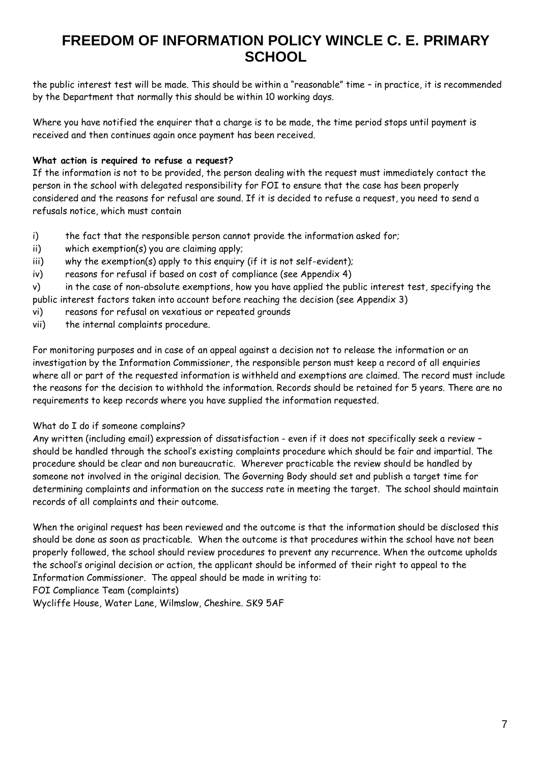the public interest test will be made. This should be within a "reasonable" time – in practice, it is recommended by the Department that normally this should be within 10 working days.

Where you have notified the enquirer that a charge is to be made, the time period stops until payment is received and then continues again once payment has been received.

**What action is required to refuse a request?**

If the information is not to be provided, the person dealing with the request must immediately contact the person in the school with delegated responsibility for FOI to ensure that the case has been properly considered and the reasons for refusal are sound. If it is decided to refuse a request, you need to send a refusals notice, which must contain

i) the fact that the responsible person cannot provide the information asked for;
ii) which exemption(s) you are claiming apply;
iii) why the exemption(s) apply to this enquiry (if it is not self-evident);
iv) reasons for refusal if based on cost of compliance (see Appendix 4)
v) in the case of non-absolute exemptions, how you have applied the public interest test, specifying the public interest factors taken into account before reaching the decision (see Appendix 3)
vi) reasons for refusal on vexatious or repeated grounds
vii) the internal complaints procedure.

For monitoring purposes and in case of an appeal against a decision not to release the information or an investigation by the Information Commissioner, the responsible person must keep a record of all enquiries where all or part of the requested information is withheld and exemptions are claimed. The record must include the reasons for the decision to withhold the information. Records should be retained for 5 years. There are no requirements to keep records where you have supplied the information requested.

What do I do if someone complains?

Any written (including email) expression of dissatisfaction - even if it does not specifically seek a review – should be handled through the school's existing complaints procedure which should be fair and impartial. The procedure should be clear and non bureaucratic. Wherever practicable the review should be handled by someone not involved in the original decision. The Governing Body should set and publish a target time for determining complaints and information on the success rate in meeting the target. The school should maintain records of all complaints and their outcome.

When the original request has been reviewed and the outcome is that the information should be disclosed this should be done as soon as practicable. When the outcome is that procedures within the school have not been properly followed, the school should review procedures to prevent any recurrence. When the outcome upholds the school's original decision or action, the applicant should be informed of their right to appeal to the Information Commissioner. The appeal should be made in writing to:
FOI Compliance Team (complaints)
Wycliffe House, Water Lane, Wilmslow, Cheshire. SK9 5AF